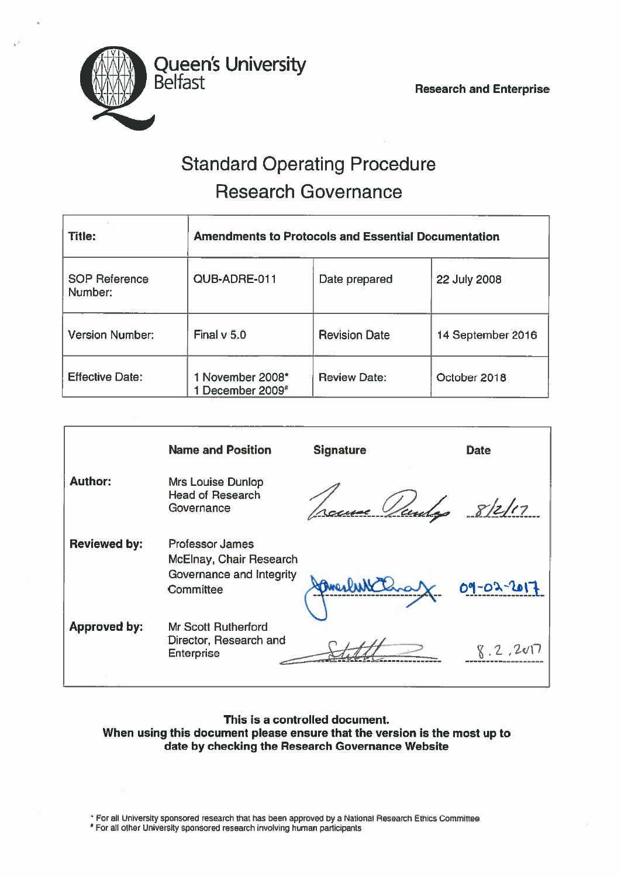Queen's University Belfast

**Research and Enterprise**

# Standard Operating Procedure
# Research Governance

| **Title:** | **Amendments to Protocols and Essential Documentation** | | |
|---|---|---|---|
| SOP Reference Number: | QUB-ADRE-011 | Date prepared | 22 July 2008 |
| Version Number: | Final v 5.0 | Revision Date | 14 September 2016 |
| Effective Date: | 1 November 2008*<br>1 December 2009# | Review Date: | October 2018 |

| | **Name and Position** | **Signature** | **Date** |
|---|---|---|---|
| **Author:** | Mrs Louise Dunlop<br>Head of Research Governance | Louise Dunlop | 8/2/17 |
| **Reviewed by:** | Professor James McElnay, Chair Research Governance and Integrity Committee | James McElnay | 09-02-2017 |
| **Approved by:** | Mr Scott Rutherford<br>Director, Research and Enterprise | Scott | 8.2.2017 |

**This is a controlled document.**
**When using this document please ensure that the version is the most up to date by checking the Research Governance Website**

\* For all University sponsored research that has been approved by a National Research Ethics Committee
\# For all other University sponsored research involving human participants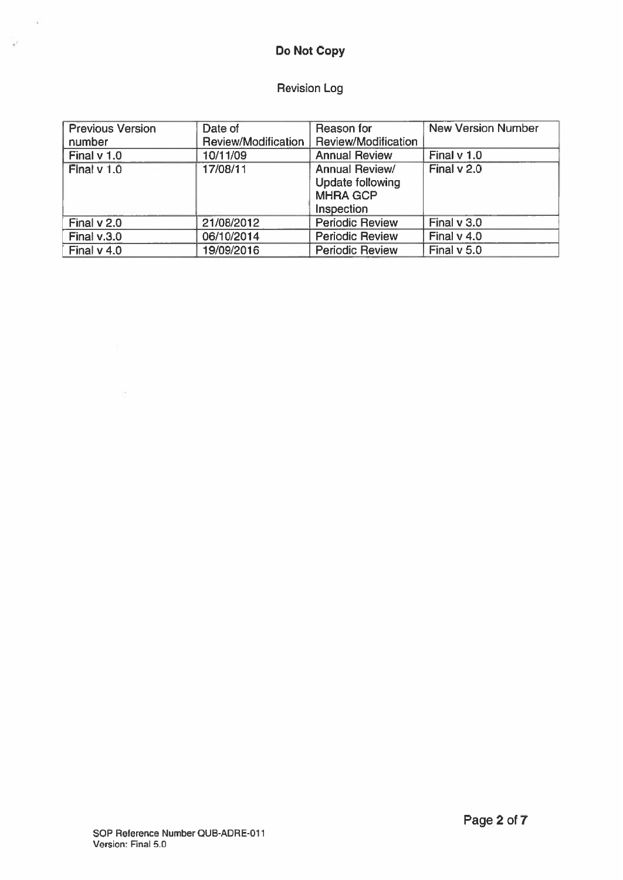**Do Not Copy**

Revision Log

| Previous Version number | Date of Review/Modification | Reason for Review/Modification | New Version Number |
|---|---|---|---|
| Final v 1.0 | 10/11/09 | Annual Review | Final v 1.0 |
| Final v 1.0 | 17/08/11 | Annual Review/ Update following MHRA GCP Inspection | Final v 2.0 |
| Final v 2.0 | 21/08/2012 | Periodic Review | Final v 3.0 |
| Final v.3.0 | 06/10/2014 | Periodic Review | Final v 4.0 |
| Final v 4.0 | 19/09/2016 | Periodic Review | Final v 5.0 |

SOP Reference Number QUB-ADRE-011
Version: Final 5.0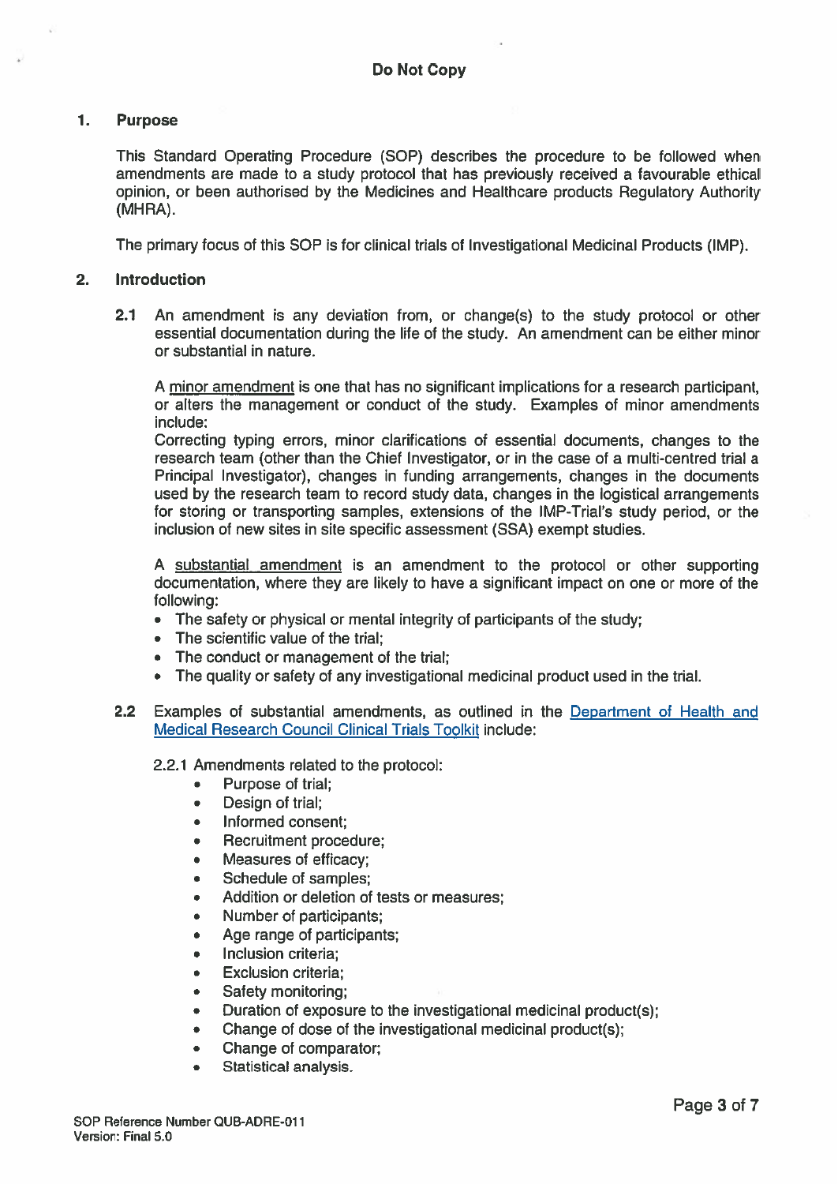## 1. Purpose

This Standard Operating Procedure (SOP) describes the procedure to be followed when amendments are made to a study protocol that has previously received a favourable ethical opinion, or been authorised by the Medicines and Healthcare products Regulatory Authority (MHRA).

The primary focus of this SOP is for clinical trials of Investigational Medicinal Products (IMP).

## 2. Introduction

**2.1** An amendment is any deviation from, or change(s) to the study protocol or other essential documentation during the life of the study. An amendment can be either minor or substantial in nature.

A minor amendment is one that has no significant implications for a research participant, or alters the management or conduct of the study. Examples of minor amendments include:
Correcting typing errors, minor clarifications of essential documents, changes to the research team (other than the Chief Investigator, or in the case of a multi-centred trial a Principal Investigator), changes in funding arrangements, changes in the documents used by the research team to record study data, changes in the logistical arrangements for storing or transporting samples, extensions of the IMP-Trial's study period, or the inclusion of new sites in site specific assessment (SSA) exempt studies.

A substantial amendment is an amendment to the protocol or other supporting documentation, where they are likely to have a significant impact on one or more of the following:

- The safety or physical or mental integrity of participants of the study;
- The scientific value of the trial;
- The conduct or management of the trial;
- The quality or safety of any investigational medicinal product used in the trial.

**2.2** Examples of substantial amendments, as outlined in the Department of Health and Medical Research Council Clinical Trials Toolkit include:

2.2.1 Amendments related to the protocol:

- Purpose of trial;
- Design of trial;
- Informed consent;
- Recruitment procedure;
- Measures of efficacy;
- Schedule of samples;
- Addition or deletion of tests or measures;
- Number of participants;
- Age range of participants;
- Inclusion criteria;
- Exclusion criteria;
- Safety monitoring;
- Duration of exposure to the investigational medicinal product(s);
- Change of dose of the investigational medicinal product(s);
- Change of comparator;
- Statistical analysis.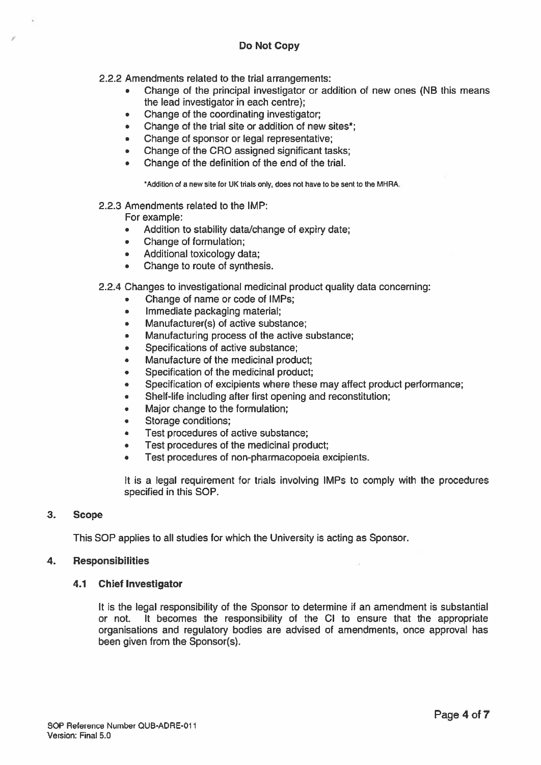2.2.2 Amendments related to the trial arrangements:

- Change of the principal investigator or addition of new ones (NB this means the lead investigator in each centre);
- Change of the coordinating investigator;
- Change of the trial site or addition of new sites*;
- Change of sponsor or legal representative;
- Change of the CRO assigned significant tasks;
- Change of the definition of the end of the trial.

*Addition of a new site for UK trials only, does not have to be sent to the MHRA.

2.2.3 Amendments related to the IMP:

For example:

- Addition to stability data/change of expiry date;
- Change of formulation;
- Additional toxicology data;
- Change to route of synthesis.

2.2.4 Changes to investigational medicinal product quality data concerning:

- Change of name or code of IMPs;
- Immediate packaging material;
- Manufacturer(s) of active substance;
- Manufacturing process of the active substance;
- Specifications of active substance;
- Manufacture of the medicinal product;
- Specification of the medicinal product;
- Specification of excipients where these may affect product performance;
- Shelf-life including after first opening and reconstitution;
- Major change to the formulation;
- Storage conditions;
- Test procedures of active substance;
- Test procedures of the medicinal product;
- Test procedures of non-pharmacopoeia excipients.

It is a legal requirement for trials involving IMPs to comply with the procedures specified in this SOP.

## 3. Scope

This SOP applies to all studies for which the University is acting as Sponsor.

## 4. Responsibilities

### 4.1 Chief Investigator

It is the legal responsibility of the Sponsor to determine if an amendment is substantial or not. It becomes the responsibility of the CI to ensure that the appropriate organisations and regulatory bodies are advised of amendments, once approval has been given from the Sponsor(s).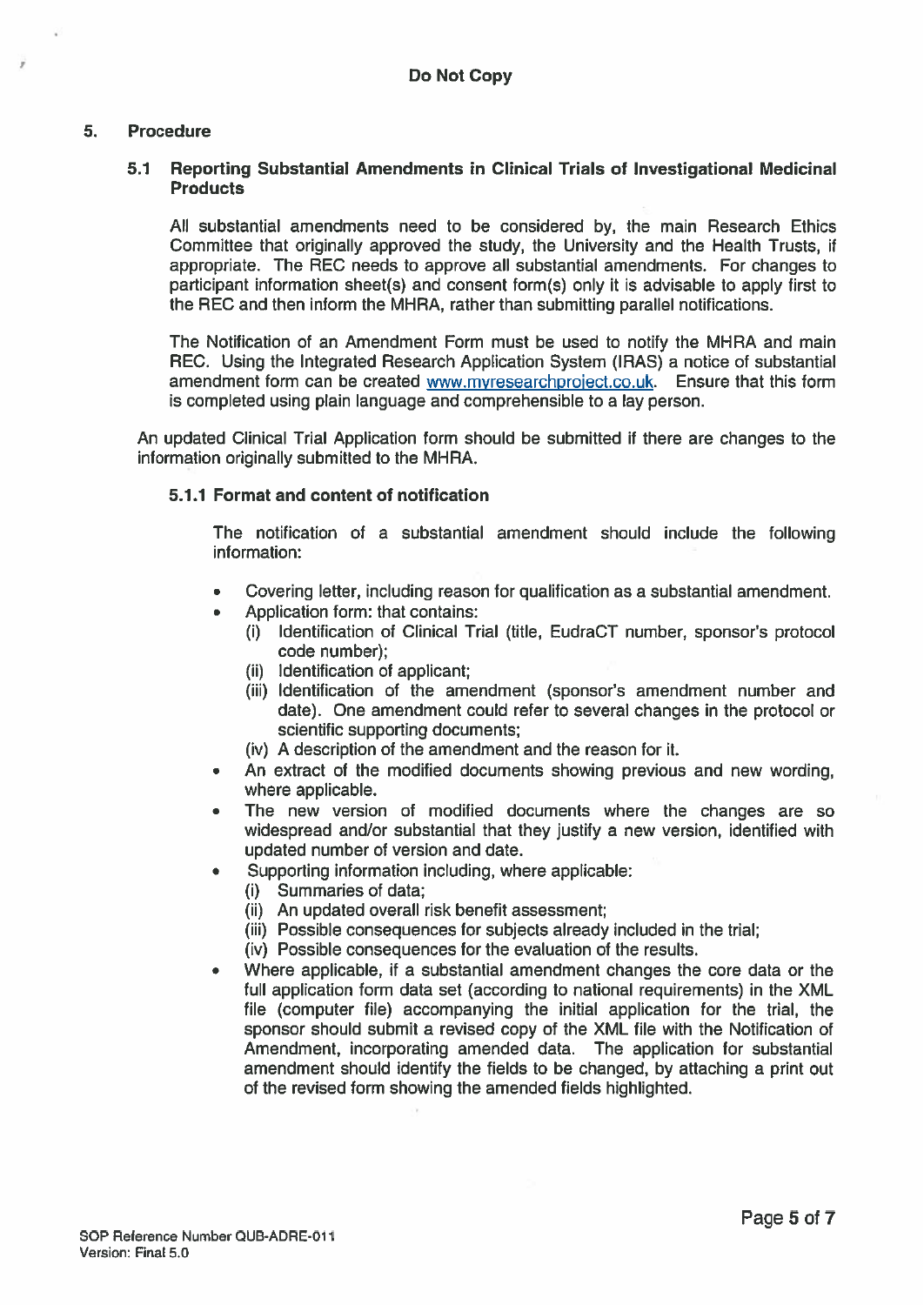## 5. Procedure

### 5.1 Reporting Substantial Amendments in Clinical Trials of Investigational Medicinal Products

All substantial amendments need to be considered by, the main Research Ethics Committee that originally approved the study, the University and the Health Trusts, if appropriate. The REC needs to approve all substantial amendments. For changes to participant information sheet(s) and consent form(s) only it is advisable to apply first to the REC and then inform the MHRA, rather than submitting parallel notifications.

The Notification of an Amendment Form must be used to notify the MHRA and main REC. Using the Integrated Research Application System (IRAS) a notice of substantial amendment form can be created www.myresearchproject.co.uk. Ensure that this form is completed using plain language and comprehensible to a lay person.

An updated Clinical Trial Application form should be submitted if there are changes to the information originally submitted to the MHRA.

#### 5.1.1 Format and content of notification

The notification of a substantial amendment should include the following information:

- Covering letter, including reason for qualification as a substantial amendment.
- Application form: that contains:
  - (i) Identification of Clinical Trial (title, EudraCT number, sponsor's protocol code number);
  - (ii) Identification of applicant;
  - (iii) Identification of the amendment (sponsor's amendment number and date). One amendment could refer to several changes in the protocol or scientific supporting documents;
  - (iv) A description of the amendment and the reason for it.
- An extract of the modified documents showing previous and new wording, where applicable.
- The new version of modified documents where the changes are so widespread and/or substantial that they justify a new version, identified with updated number of version and date.
- Supporting information including, where applicable:
  - (i) Summaries of data;
  - (ii) An updated overall risk benefit assessment;
  - (iii) Possible consequences for subjects already included in the trial;
  - (iv) Possible consequences for the evaluation of the results.
- Where applicable, if a substantial amendment changes the core data or the full application form data set (according to national requirements) in the XML file (computer file) accompanying the initial application for the trial, the sponsor should submit a revised copy of the XML file with the Notification of Amendment, incorporating amended data. The application for substantial amendment should identify the fields to be changed, by attaching a print out of the revised form showing the amended fields highlighted.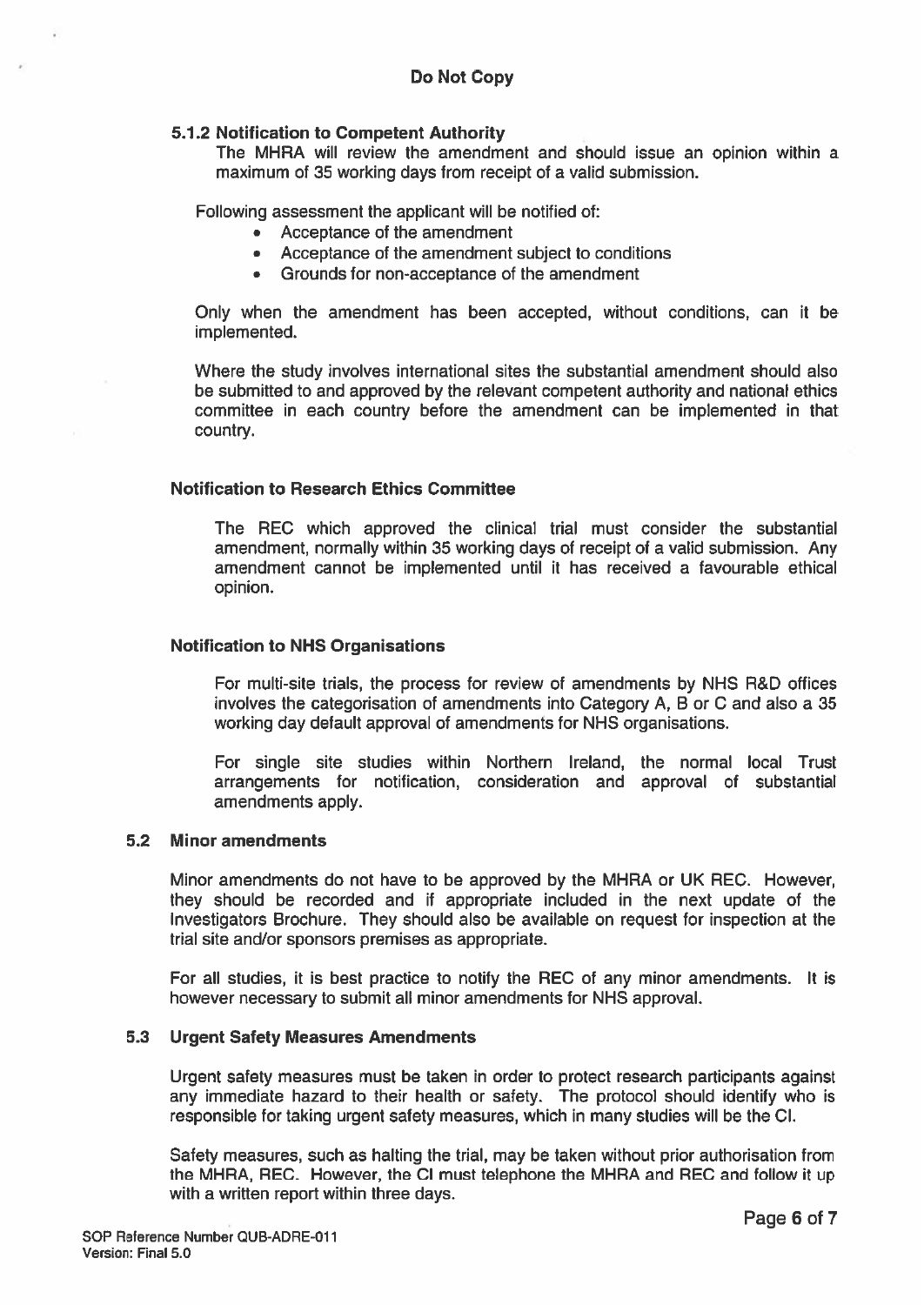#### 5.1.2 Notification to Competent Authority

The MHRA will review the amendment and should issue an opinion within a maximum of 35 working days from receipt of a valid submission.

Following assessment the applicant will be notified of:

- Acceptance of the amendment
- Acceptance of the amendment subject to conditions
- Grounds for non-acceptance of the amendment

Only when the amendment has been accepted, without conditions, can it be implemented.

Where the study involves international sites the substantial amendment should also be submitted to and approved by the relevant competent authority and national ethics committee in each country before the amendment can be implemented in that country.

#### Notification to Research Ethics Committee

The REC which approved the clinical trial must consider the substantial amendment, normally within 35 working days of receipt of a valid submission. Any amendment cannot be implemented until it has received a favourable ethical opinion.

#### Notification to NHS Organisations

For multi-site trials, the process for review of amendments by NHS R&D offices involves the categorisation of amendments into Category A, B or C and also a 35 working day default approval of amendments for NHS organisations.

For single site studies within Northern Ireland, the normal local Trust arrangements for notification, consideration and approval of substantial amendments apply.

### 5.2 Minor amendments

Minor amendments do not have to be approved by the MHRA or UK REC. However, they should be recorded and if appropriate included in the next update of the Investigators Brochure. They should also be available on request for inspection at the trial site and/or sponsors premises as appropriate.

For all studies, it is best practice to notify the REC of any minor amendments. It is however necessary to submit all minor amendments for NHS approval.

### 5.3 Urgent Safety Measures Amendments

Urgent safety measures must be taken in order to protect research participants against any immediate hazard to their health or safety. The protocol should identify who is responsible for taking urgent safety measures, which in many studies will be the CI.

Safety measures, such as halting the trial, may be taken without prior authorisation from the MHRA, REC. However, the CI must telephone the MHRA and REC and follow it up with a written report within three days.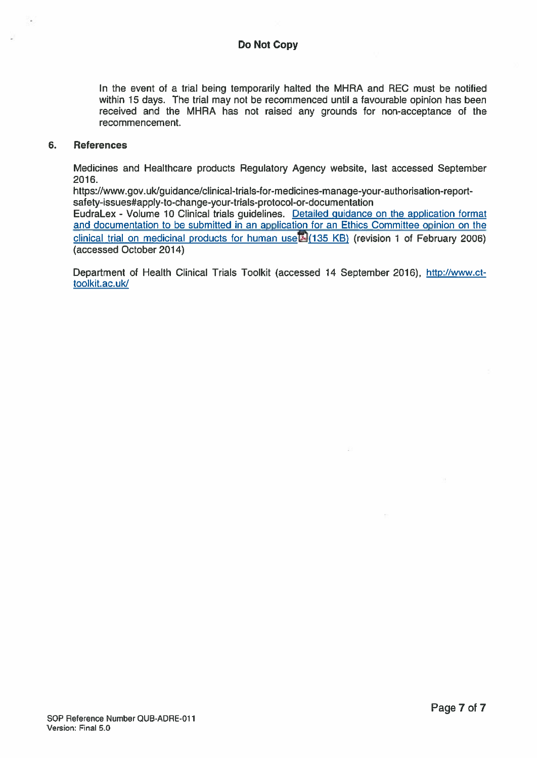**Do Not Copy**

In the event of a trial being temporarily halted the MHRA and REC must be notified within 15 days. The trial may not be recommenced until a favourable opinion has been received and the MHRA has not raised any grounds for non-acceptance of the recommencement.

## 6. References

Medicines and Healthcare products Regulatory Agency website, last accessed September 2016.
https://www.gov.uk/guidance/clinical-trials-for-medicines-manage-your-authorisation-report-safety-issues#apply-to-change-your-trials-protocol-or-documentation
EudraLex - Volume 10 Clinical trials guidelines. Detailed guidance on the application format and documentation to be submitted in an application for an Ethics Committee opinion on the clinical trial on medicinal products for human use (135 KB) (revision 1 of February 2006) (accessed October 2014)

Department of Health Clinical Trials Toolkit (accessed 14 September 2016), http://www.ct-toolkit.ac.uk/

SOP Reference Number QUB-ADRE-011
Version: Final 5.0